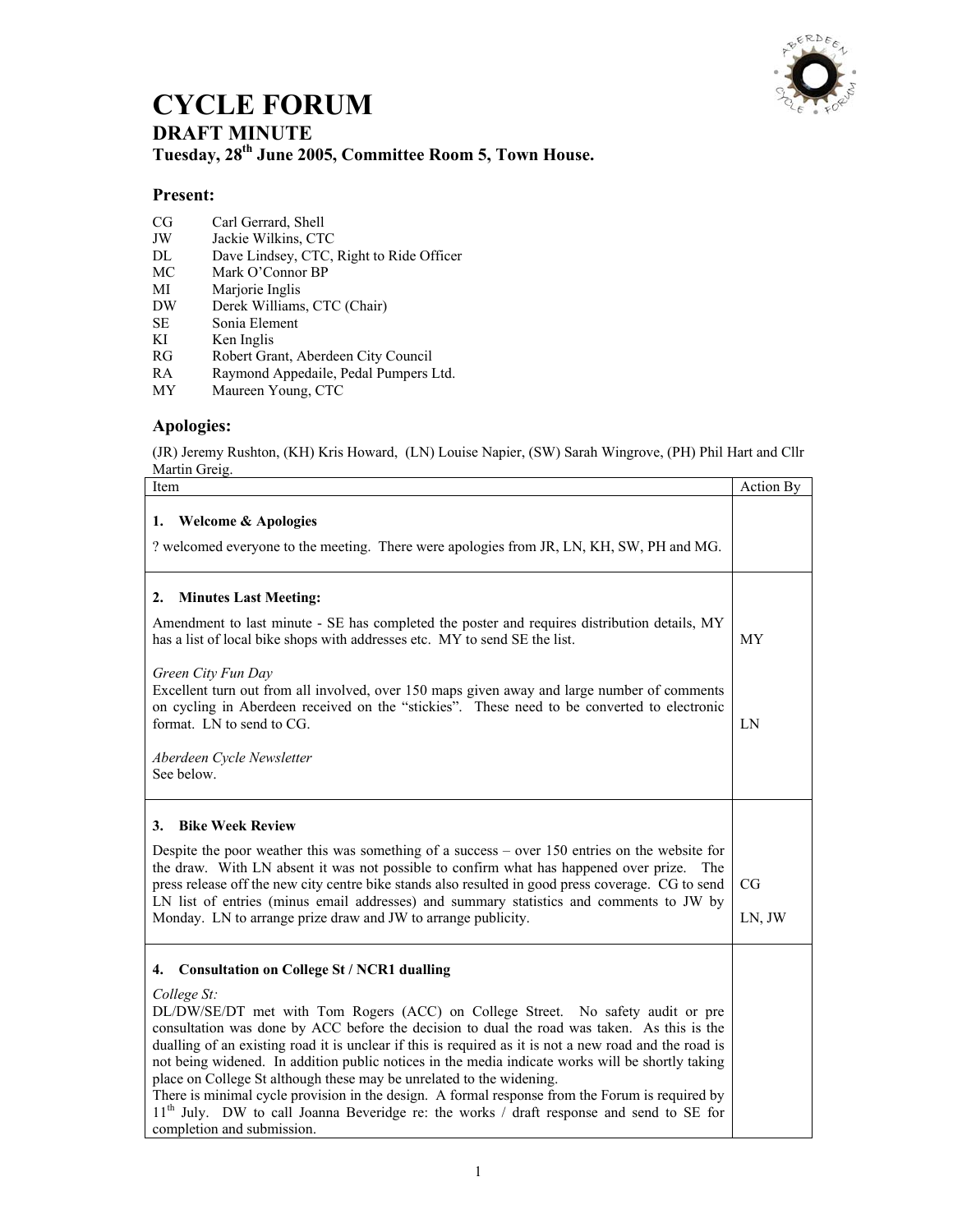# CYCLE FORUM

## DRAFT MINUTE

### Tuesday, 28th June 2005, Committee Room 5, Town House.

### Present:

| | |
|---|---|
| CG | Carl Gerrard, Shell |
| JW | Jackie Wilkins, CTC |
| DL | Dave Lindsey, CTC, Right to Ride Officer |
| MC | Mark O'Connor BP |
| MI | Marjorie Inglis |
| DW | Derek Williams, CTC (Chair) |
| SE | Sonia Element |
| KI | Ken Inglis |
| RG | Robert Grant, Aberdeen City Council |
| RA | Raymond Appedaile, Pedal Pumpers Ltd. |
| MY | Maureen Young, CTC |

### Apologies:

(JR) Jeremy Rushton, (KH) Kris Howard, (LN) Louise Napier, (SW) Sarah Wingrove, (PH) Phil Hart and Cllr Martin Greig.

| Item | Action By |
|---|---|
| **1. Welcome & Apologies**<br><br>? welcomed everyone to the meeting. There were apologies from JR, LN, KH, SW, PH and MG. | |
| **2. Minutes Last Meeting:**<br><br>Amendment to last minute - SE has completed the poster and requires distribution details, MY has a list of local bike shops with addresses etc. MY to send SE the list.<br><br>*Green City Fun Day*<br>Excellent turn out from all involved, over 150 maps given away and large number of comments on cycling in Aberdeen received on the "stickies". These need to be converted to electronic format. LN to send to CG.<br><br>*Aberdeen Cycle Newsletter*<br>See below. | MY<br><br><br><br>LN |
| **3. Bike Week Review**<br><br>Despite the poor weather this was something of a success – over 150 entries on the website for the draw. With LN absent it was not possible to confirm what has happened over prize. The press release off the new city centre bike stands also resulted in good press coverage. CG to send LN list of entries (minus email addresses) and summary statistics and comments to JW by Monday. LN to arrange prize draw and JW to arrange publicity. | CG<br><br>LN, JW |
| **4. Consultation on College St / NCR1 dualling**<br><br>*College St:*<br>DL/DW/SE/DT met with Tom Rogers (ACC) on College Street. No safety audit or pre consultation was done by ACC before the decision to dual the road was taken. As this is the dualling of an existing road it is unclear if this is required as it is not a new road and the road is not being widened. In addition public notices in the media indicate works will be shortly taking place on College St although these may be unrelated to the widening.<br>There is minimal cycle provision in the design. A formal response from the Forum is required by 11th July. DW to call Joanna Beveridge re: the works / draft response and send to SE for completion and submission. | |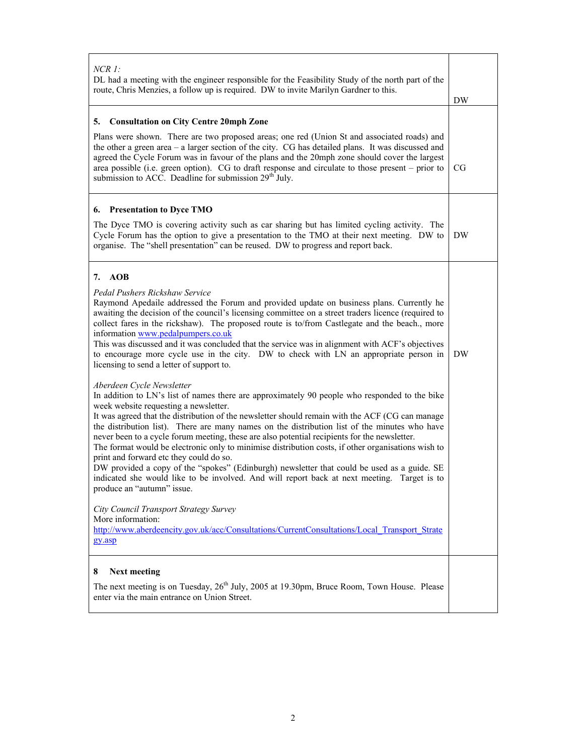| | |
|---|---|
| *NCR 1:*<br>DL had a meeting with the engineer responsible for the Feasibility Study of the north part of the route, Chris Menzies, a follow up is required. DW to invite Marilyn Gardner to this. | DW |
| **5. Consultation on City Centre 20mph Zone**<br><br>Plans were shown. There are two proposed areas; one red (Union St and associated roads) and the other a green area – a larger section of the city. CG has detailed plans. It was discussed and agreed the Cycle Forum was in favour of the plans and the 20mph zone should cover the largest area possible (i.e. green option). CG to draft response and circulate to those present – prior to submission to ACC. Deadline for submission 29th July. | CG |
| **6. Presentation to Dyce TMO**<br><br>The Dyce TMO is covering activity such as car sharing but has limited cycling activity. The Cycle Forum has the option to give a presentation to the TMO at their next meeting. DW to organise. The "shell presentation" can be reused. DW to progress and report back. | DW |
| **7. AOB**<br><br>*Pedal Pushers Rickshaw Service*<br>Raymond Apedaile addressed the Forum and provided update on business plans. Currently he awaiting the decision of the council's licensing committee on a street traders licence (required to collect fares in the rickshaw). The proposed route is to/from Castlegate and the beach., more information www.pedalpumpers.co.uk<br>This was discussed and it was concluded that the service was in alignment with ACF's objectives to encourage more cycle use in the city. DW to check with LN an appropriate person in licensing to send a letter of support to.<br><br>*Aberdeen Cycle Newsletter*<br>In addition to LN's list of names there are approximately 90 people who responded to the bike week website requesting a newsletter.<br>It was agreed that the distribution of the newsletter should remain with the ACF (CG can manage the distribution list). There are many names on the distribution list of the minutes who have never been to a cycle forum meeting, these are also potential recipients for the newsletter.<br>The format would be electronic only to minimise distribution costs, if other organisations wish to print and forward etc they could do so.<br>DW provided a copy of the "spokes" (Edinburgh) newsletter that could be used as a guide. SE indicated she would like to be involved. And will report back at next meeting. Target is to produce an "autumn" issue.<br><br>*City Council Transport Strategy Survey*<br>More information:<br>http://www.aberdeencity.gov.uk/acc/Consultations/CurrentConsultations/Local_Transport_Strategy.asp | DW |
| **8 Next meeting**<br><br>The next meeting is on Tuesday, 26th July, 2005 at 19.30pm, Bruce Room, Town House. Please enter via the main entrance on Union Street. | |